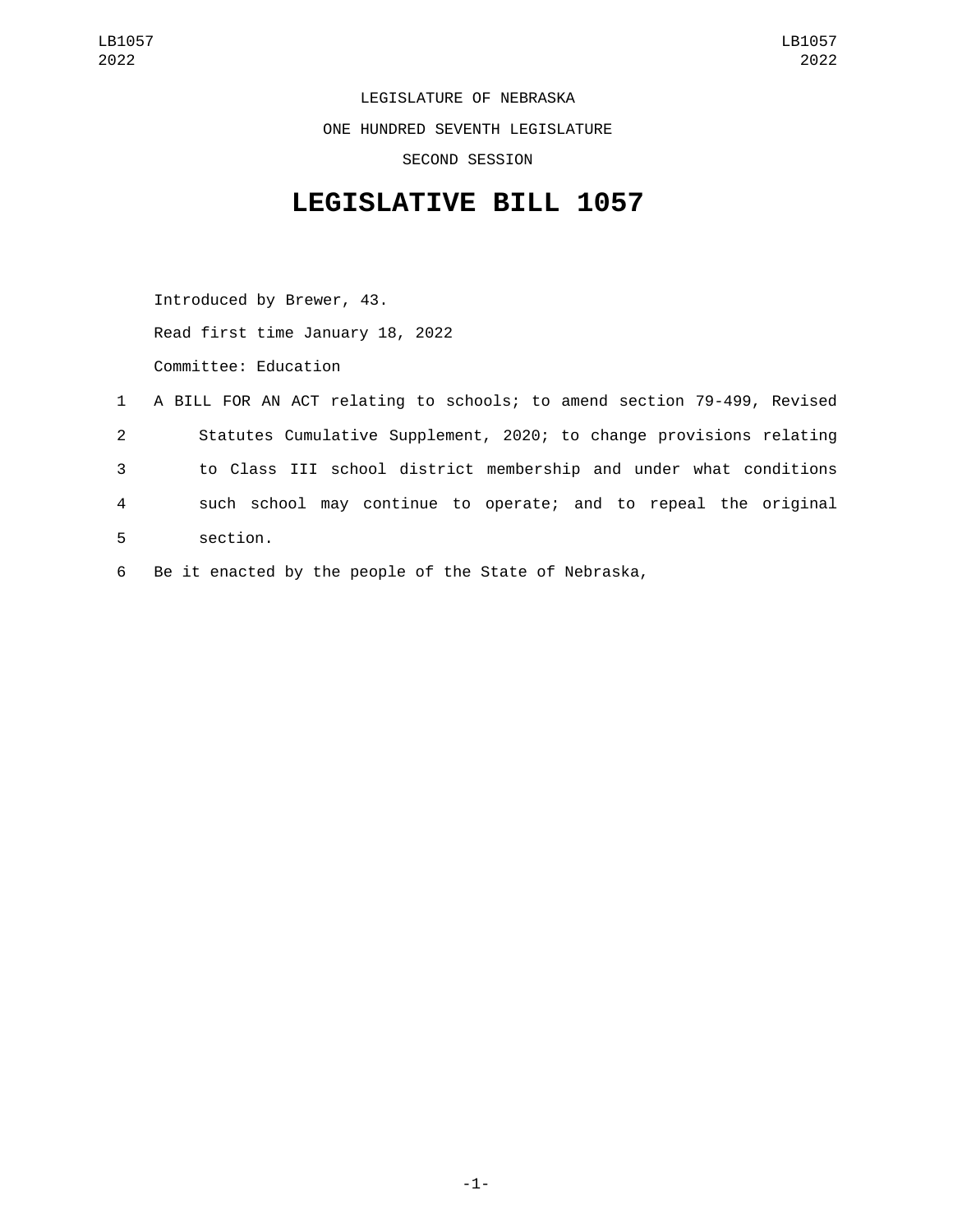LEGISLATURE OF NEBRASKA

ONE HUNDRED SEVENTH LEGISLATURE

SECOND SESSION

# LEGISLATIVE BILL 1057

Introduced by Brewer, 43.

Read first time January 18, 2022

Committee: Education

1 A BILL FOR AN ACT relating to schools; to amend section 79-499, Revised
2 Statutes Cumulative Supplement, 2020; to change provisions relating
3 to Class III school district membership and under what conditions
4 such school may continue to operate; and to repeal the original
5 section.

6 Be it enacted by the people of the State of Nebraska,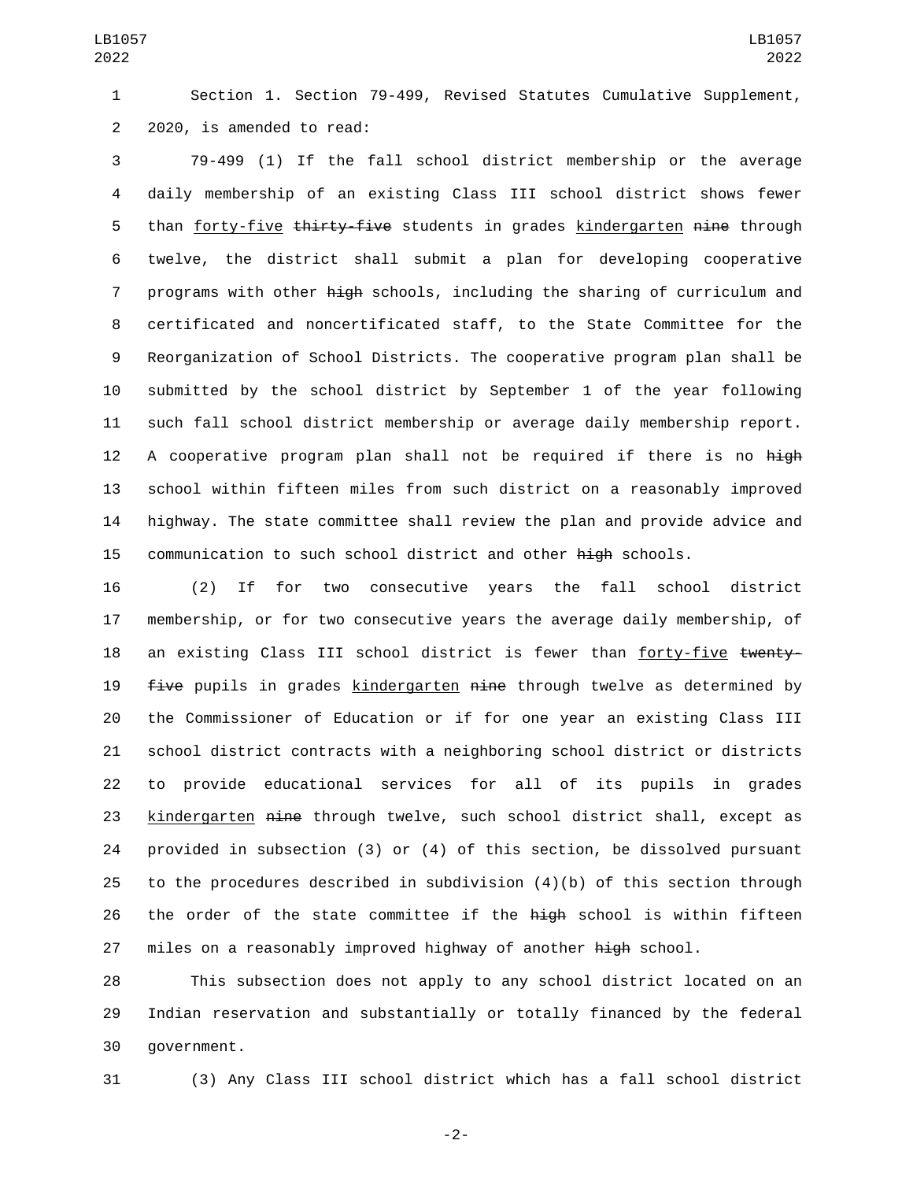Section 1. Section 79-499, Revised Statutes Cumulative Supplement, 2020, is amended to read:

79-499 (1) If the fall school district membership or the average daily membership of an existing Class III school district shows fewer than <u>forty-five</u> ~~thirty-five~~ students in grades <u>kindergarten</u> ~~nine~~ through twelve, the district shall submit a plan for developing cooperative programs with other ~~high~~ schools, including the sharing of curriculum and certificated and noncertificated staff, to the State Committee for the Reorganization of School Districts. The cooperative program plan shall be submitted by the school district by September 1 of the year following such fall school district membership or average daily membership report. A cooperative program plan shall not be required if there is no ~~high~~ school within fifteen miles from such district on a reasonably improved highway. The state committee shall review the plan and provide advice and communication to such school district and other ~~high~~ schools.

(2) If for two consecutive years the fall school district membership, or for two consecutive years the average daily membership, of an existing Class III school district is fewer than <u>forty-five</u> ~~twenty-five~~ pupils in grades <u>kindergarten</u> ~~nine~~ through twelve as determined by the Commissioner of Education or if for one year an existing Class III school district contracts with a neighboring school district or districts to provide educational services for all of its pupils in grades <u>kindergarten</u> ~~nine~~ through twelve, such school district shall, except as provided in subsection (3) or (4) of this section, be dissolved pursuant to the procedures described in subdivision (4)(b) of this section through the order of the state committee if the ~~high~~ school is within fifteen miles on a reasonably improved highway of another ~~high~~ school.

This subsection does not apply to any school district located on an Indian reservation and substantially or totally financed by the federal government.

(3) Any Class III school district which has a fall school district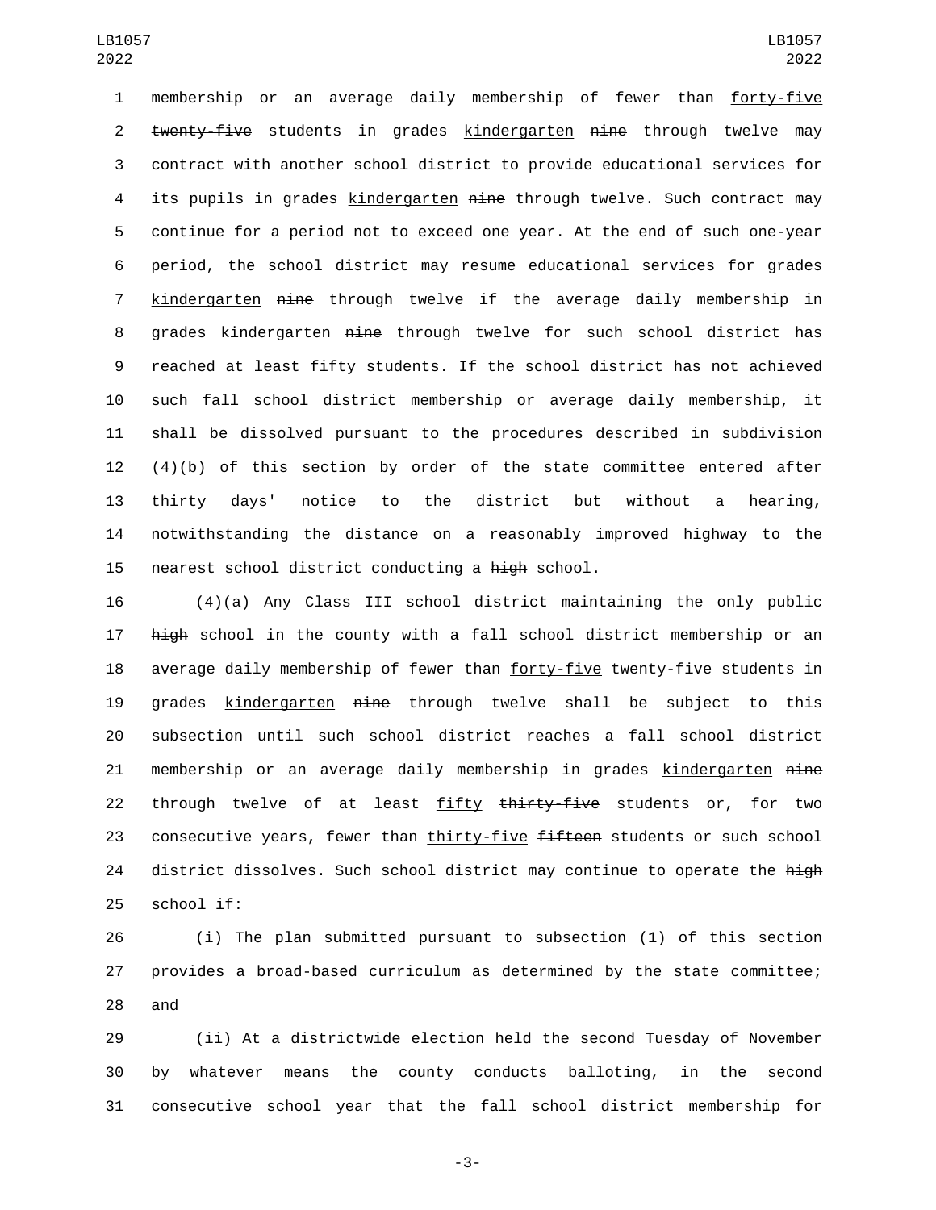membership or an average daily membership of fewer than forty-five ~~twenty-five~~ students in grades kindergarten ~~nine~~ through twelve may contract with another school district to provide educational services for its pupils in grades kindergarten ~~nine~~ through twelve. Such contract may continue for a period not to exceed one year. At the end of such one-year period, the school district may resume educational services for grades kindergarten ~~nine~~ through twelve if the average daily membership in grades kindergarten ~~nine~~ through twelve for such school district has reached at least fifty students. If the school district has not achieved such fall school district membership or average daily membership, it shall be dissolved pursuant to the procedures described in subdivision (4)(b) of this section by order of the state committee entered after thirty days' notice to the district but without a hearing, notwithstanding the distance on a reasonably improved highway to the nearest school district conducting a ~~high~~ school.

(4)(a) Any Class III school district maintaining the only public ~~high~~ school in the county with a fall school district membership or an average daily membership of fewer than forty-five ~~twenty-five~~ students in grades kindergarten ~~nine~~ through twelve shall be subject to this subsection until such school district reaches a fall school district membership or an average daily membership in grades kindergarten ~~nine~~ through twelve of at least fifty ~~thirty-five~~ students or, for two consecutive years, fewer than thirty-five ~~fifteen~~ students or such school district dissolves. Such school district may continue to operate the ~~high~~ school if:

(i) The plan submitted pursuant to subsection (1) of this section provides a broad-based curriculum as determined by the state committee; and

(ii) At a districtwide election held the second Tuesday of November by whatever means the county conducts balloting, in the second consecutive school year that the fall school district membership for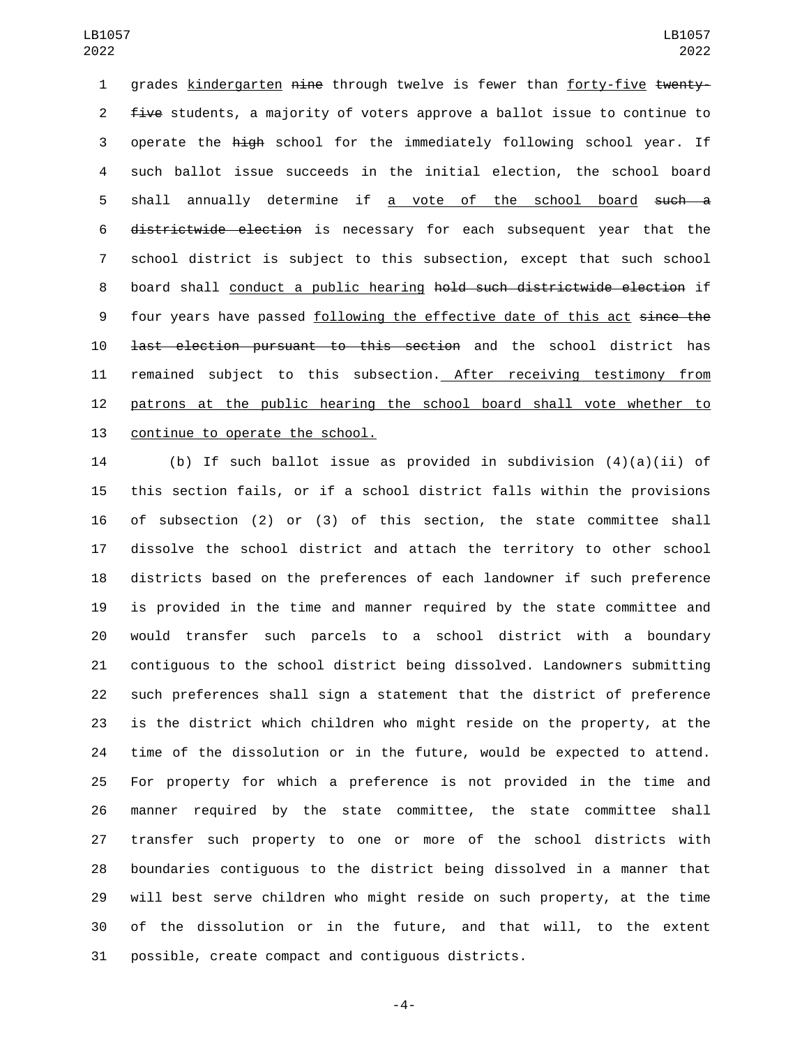grades kindergarten nine through twelve is fewer than forty-five twenty-five students, a majority of voters approve a ballot issue to continue to operate the high school for the immediately following school year. If such ballot issue succeeds in the initial election, the school board shall annually determine if a vote of the school board such a districtwide election is necessary for each subsequent year that the school district is subject to this subsection, except that such school board shall conduct a public hearing hold such districtwide election if four years have passed following the effective date of this act since the last election pursuant to this section and the school district has remained subject to this subsection. After receiving testimony from patrons at the public hearing the school board shall vote whether to continue to operate the school.

(b) If such ballot issue as provided in subdivision (4)(a)(ii) of this section fails, or if a school district falls within the provisions of subsection (2) or (3) of this section, the state committee shall dissolve the school district and attach the territory to other school districts based on the preferences of each landowner if such preference is provided in the time and manner required by the state committee and would transfer such parcels to a school district with a boundary contiguous to the school district being dissolved. Landowners submitting such preferences shall sign a statement that the district of preference is the district which children who might reside on the property, at the time of the dissolution or in the future, would be expected to attend. For property for which a preference is not provided in the time and manner required by the state committee, the state committee shall transfer such property to one or more of the school districts with boundaries contiguous to the district being dissolved in a manner that will best serve children who might reside on such property, at the time of the dissolution or in the future, and that will, to the extent possible, create compact and contiguous districts.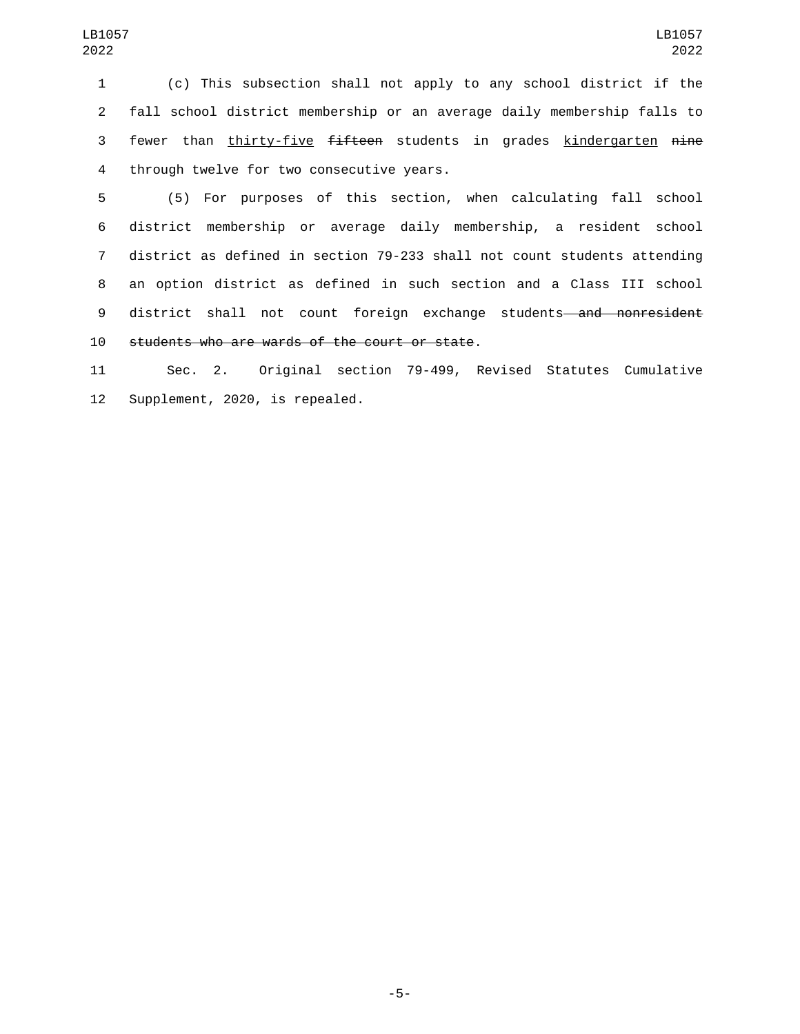(c) This subsection shall not apply to any school district if the fall school district membership or an average daily membership falls to fewer than <u>thirty-five</u> ~~fifteen~~ students in grades <u>kindergarten</u> ~~nine~~ through twelve for two consecutive years.

(5) For purposes of this section, when calculating fall school district membership or average daily membership, a resident school district as defined in section 79-233 shall not count students attending an option district as defined in such section and a Class III school district shall not count foreign exchange students~~ and nonresident students who are wards of the court or state~~.

Sec. 2. Original section 79-499, Revised Statutes Cumulative Supplement, 2020, is repealed.